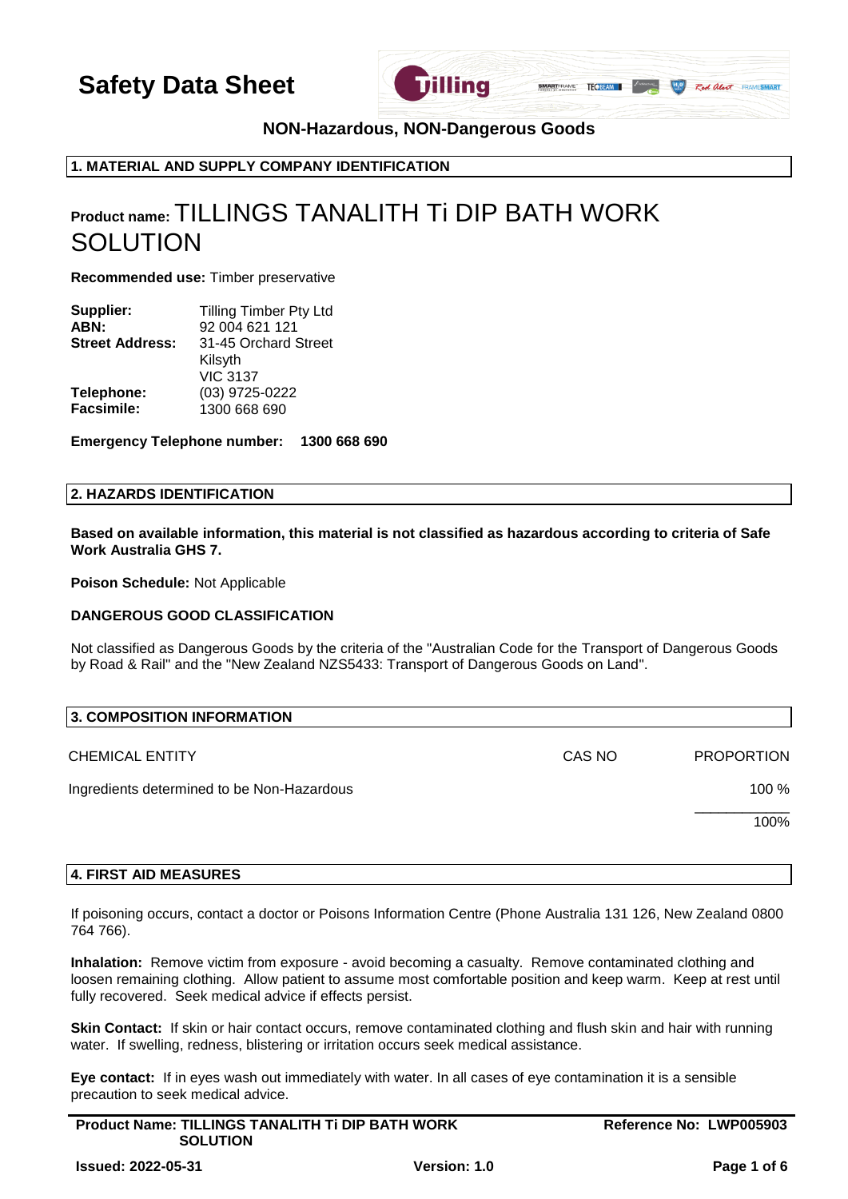# Safety Data Sheet

**NON-Hazardous, NON-Dangerous Goods**

## 1. MATERIAL AND SUPPLY COMPANY IDENTIFICATION

**Product name:** TILLINGS TANALITH Ti DIP BATH WORK SOLUTION

**Recommended use:** Timber preservative

| | |
|---|---|
| **Supplier:** | Tilling Timber Pty Ltd |
| **ABN:** | 92 004 621 121 |
| **Street Address:** | 31-45 Orchard Street<br>Kilsyth<br>VIC 3137 |
| **Telephone:** | (03) 9725-0222 |
| **Facsimile:** | 1300 668 690 |

**Emergency Telephone number: 1300 668 690**

## 2. HAZARDS IDENTIFICATION

**Based on available information, this material is not classified as hazardous according to criteria of Safe Work Australia GHS 7.**

**Poison Schedule:** Not Applicable

**DANGEROUS GOOD CLASSIFICATION**

Not classified as Dangerous Goods by the criteria of the "Australian Code for the Transport of Dangerous Goods by Road & Rail" and the "New Zealand NZS5433: Transport of Dangerous Goods on Land".

## 3. COMPOSITION INFORMATION

| CHEMICAL ENTITY | CAS NO | PROPORTION |
|---|---|---|
| Ingredients determined to be Non-Hazardous | | 100 % |
| | | 100% |

## 4. FIRST AID MEASURES

If poisoning occurs, contact a doctor or Poisons Information Centre (Phone Australia 131 126, New Zealand 0800 764 766).

**Inhalation:** Remove victim from exposure - avoid becoming a casualty. Remove contaminated clothing and loosen remaining clothing. Allow patient to assume most comfortable position and keep warm. Keep at rest until fully recovered. Seek medical advice if effects persist.

**Skin Contact:** If skin or hair contact occurs, remove contaminated clothing and flush skin and hair with running water. If swelling, redness, blistering or irritation occurs seek medical assistance.

**Eye contact:** If in eyes wash out immediately with water. In all cases of eye contamination it is a sensible precaution to seek medical advice.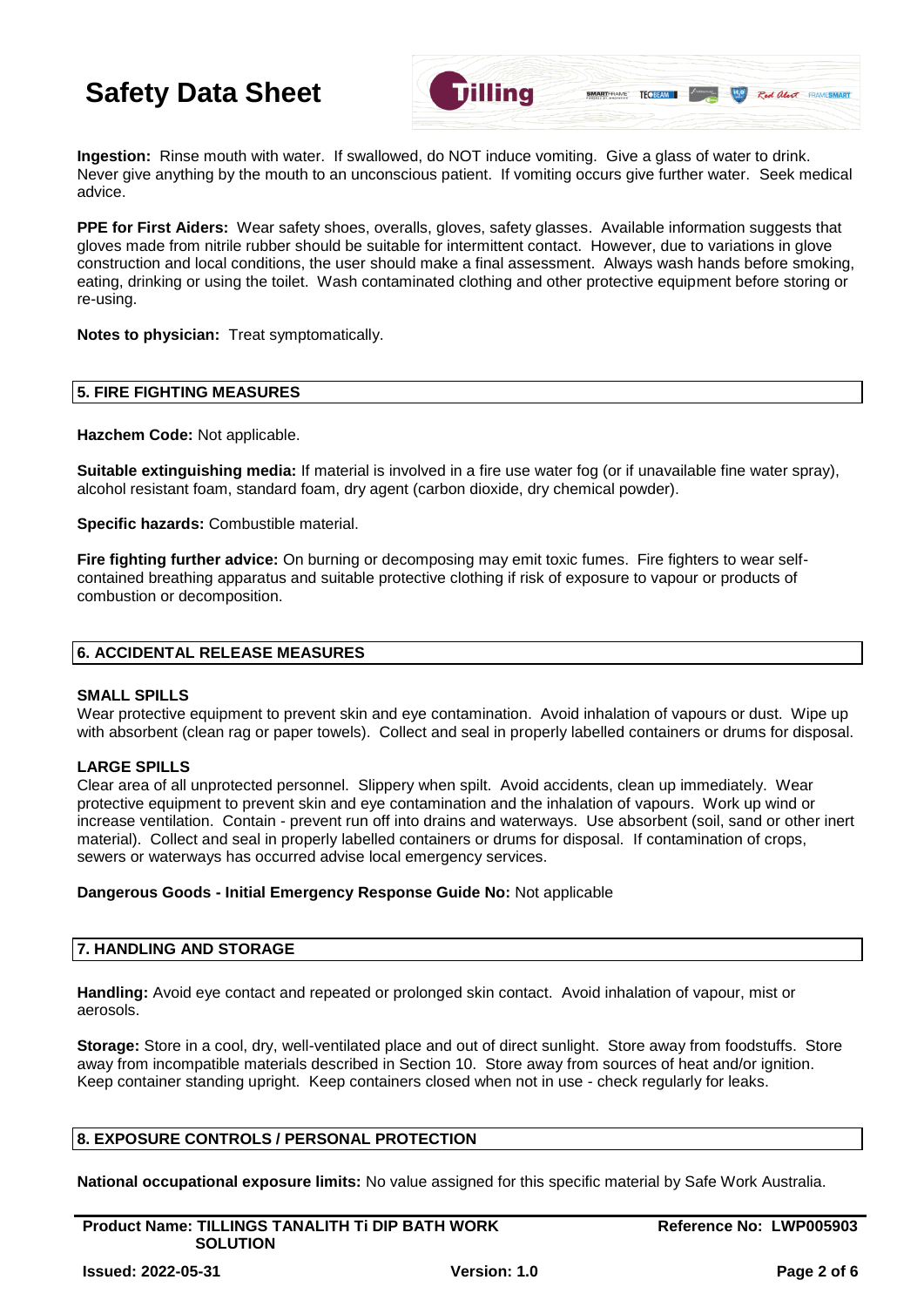**Ingestion:** Rinse mouth with water. If swallowed, do NOT induce vomiting. Give a glass of water to drink. Never give anything by the mouth to an unconscious patient. If vomiting occurs give further water. Seek medical advice.

**PPE for First Aiders:** Wear safety shoes, overalls, gloves, safety glasses. Available information suggests that gloves made from nitrile rubber should be suitable for intermittent contact. However, due to variations in glove construction and local conditions, the user should make a final assessment. Always wash hands before smoking, eating, drinking or using the toilet. Wash contaminated clothing and other protective equipment before storing or re-using.

**Notes to physician:** Treat symptomatically.

## 5. FIRE FIGHTING MEASURES

**Hazchem Code:** Not applicable.

**Suitable extinguishing media:** If material is involved in a fire use water fog (or if unavailable fine water spray), alcohol resistant foam, standard foam, dry agent (carbon dioxide, dry chemical powder).

**Specific hazards:** Combustible material.

**Fire fighting further advice:** On burning or decomposing may emit toxic fumes. Fire fighters to wear self-contained breathing apparatus and suitable protective clothing if risk of exposure to vapour or products of combustion or decomposition.

## 6. ACCIDENTAL RELEASE MEASURES

### SMALL SPILLS

Wear protective equipment to prevent skin and eye contamination. Avoid inhalation of vapours or dust. Wipe up with absorbent (clean rag or paper towels). Collect and seal in properly labelled containers or drums for disposal.

### LARGE SPILLS

Clear area of all unprotected personnel. Slippery when spilt. Avoid accidents, clean up immediately. Wear protective equipment to prevent skin and eye contamination and the inhalation of vapours. Work up wind or increase ventilation. Contain - prevent run off into drains and waterways. Use absorbent (soil, sand or other inert material). Collect and seal in properly labelled containers or drums for disposal. If contamination of crops, sewers or waterways has occurred advise local emergency services.

**Dangerous Goods - Initial Emergency Response Guide No:** Not applicable

## 7. HANDLING AND STORAGE

**Handling:** Avoid eye contact and repeated or prolonged skin contact. Avoid inhalation of vapour, mist or aerosols.

**Storage:** Store in a cool, dry, well-ventilated place and out of direct sunlight. Store away from foodstuffs. Store away from incompatible materials described in Section 10. Store away from sources of heat and/or ignition. Keep container standing upright. Keep containers closed when not in use - check regularly for leaks.

## 8. EXPOSURE CONTROLS / PERSONAL PROTECTION

**National occupational exposure limits:** No value assigned for this specific material by Safe Work Australia.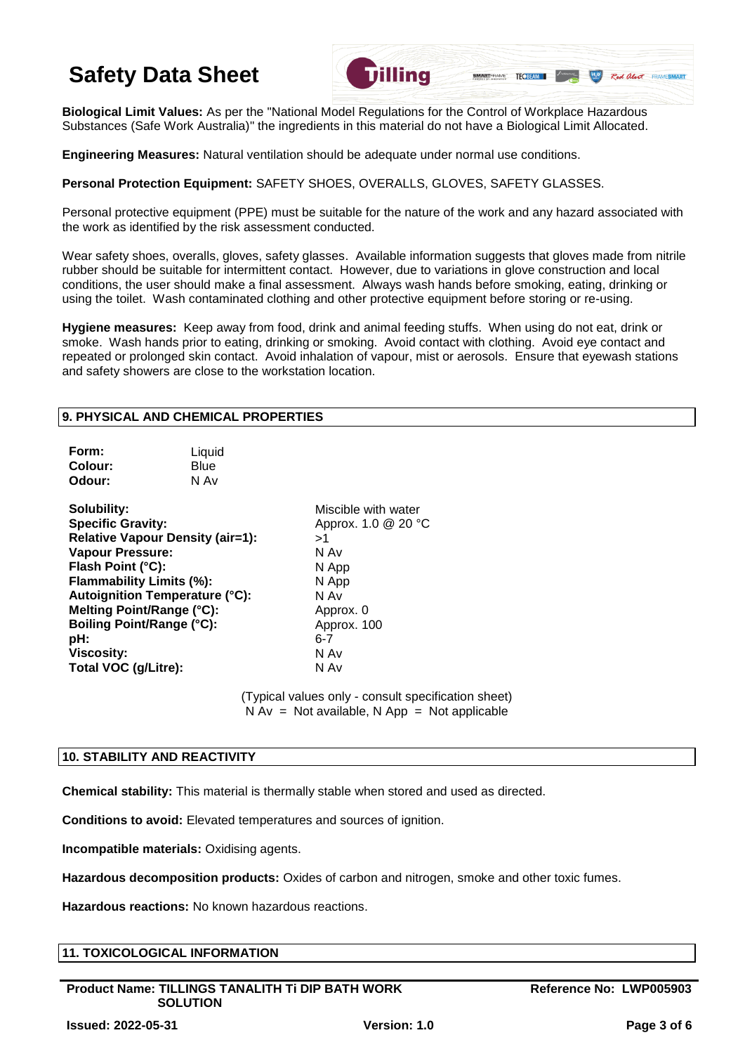**Biological Limit Values:** As per the "National Model Regulations for the Control of Workplace Hazardous Substances (Safe Work Australia)" the ingredients in this material do not have a Biological Limit Allocated.

**Engineering Measures:** Natural ventilation should be adequate under normal use conditions.

**Personal Protection Equipment:** SAFETY SHOES, OVERALLS, GLOVES, SAFETY GLASSES.

Personal protective equipment (PPE) must be suitable for the nature of the work and any hazard associated with the work as identified by the risk assessment conducted.

Wear safety shoes, overalls, gloves, safety glasses. Available information suggests that gloves made from nitrile rubber should be suitable for intermittent contact. However, due to variations in glove construction and local conditions, the user should make a final assessment. Always wash hands before smoking, eating, drinking or using the toilet. Wash contaminated clothing and other protective equipment before storing or re-using.

**Hygiene measures:** Keep away from food, drink and animal feeding stuffs. When using do not eat, drink or smoke. Wash hands prior to eating, drinking or smoking. Avoid contact with clothing. Avoid eye contact and repeated or prolonged skin contact. Avoid inhalation of vapour, mist or aerosols. Ensure that eyewash stations and safety showers are close to the workstation location.

## 9. PHYSICAL AND CHEMICAL PROPERTIES

| | |
|---|---|
| **Form:** | Liquid |
| **Colour:** | Blue |
| **Odour:** | N Av |

| | |
|---|---|
| **Solubility:** | Miscible with water |
| **Specific Gravity:** | Approx. 1.0 @ 20 °C |
| **Relative Vapour Density (air=1):** | >1 |
| **Vapour Pressure:** | N Av |
| **Flash Point (°C):** | N App |
| **Flammability Limits (%):** | N App |
| **Autoignition Temperature (°C):** | N Av |
| **Melting Point/Range (°C):** | Approx. 0 |
| **Boiling Point/Range (°C):** | Approx. 100 |
| **pH:** | 6-7 |
| **Viscosity:** | N Av |
| **Total VOC (g/Litre):** | N Av |

(Typical values only - consult specification sheet)
N Av = Not available, N App = Not applicable

## 10. STABILITY AND REACTIVITY

**Chemical stability:** This material is thermally stable when stored and used as directed.

**Conditions to avoid:** Elevated temperatures and sources of ignition.

**Incompatible materials:** Oxidising agents.

**Hazardous decomposition products:** Oxides of carbon and nitrogen, smoke and other toxic fumes.

**Hazardous reactions:** No known hazardous reactions.

## 11. TOXICOLOGICAL INFORMATION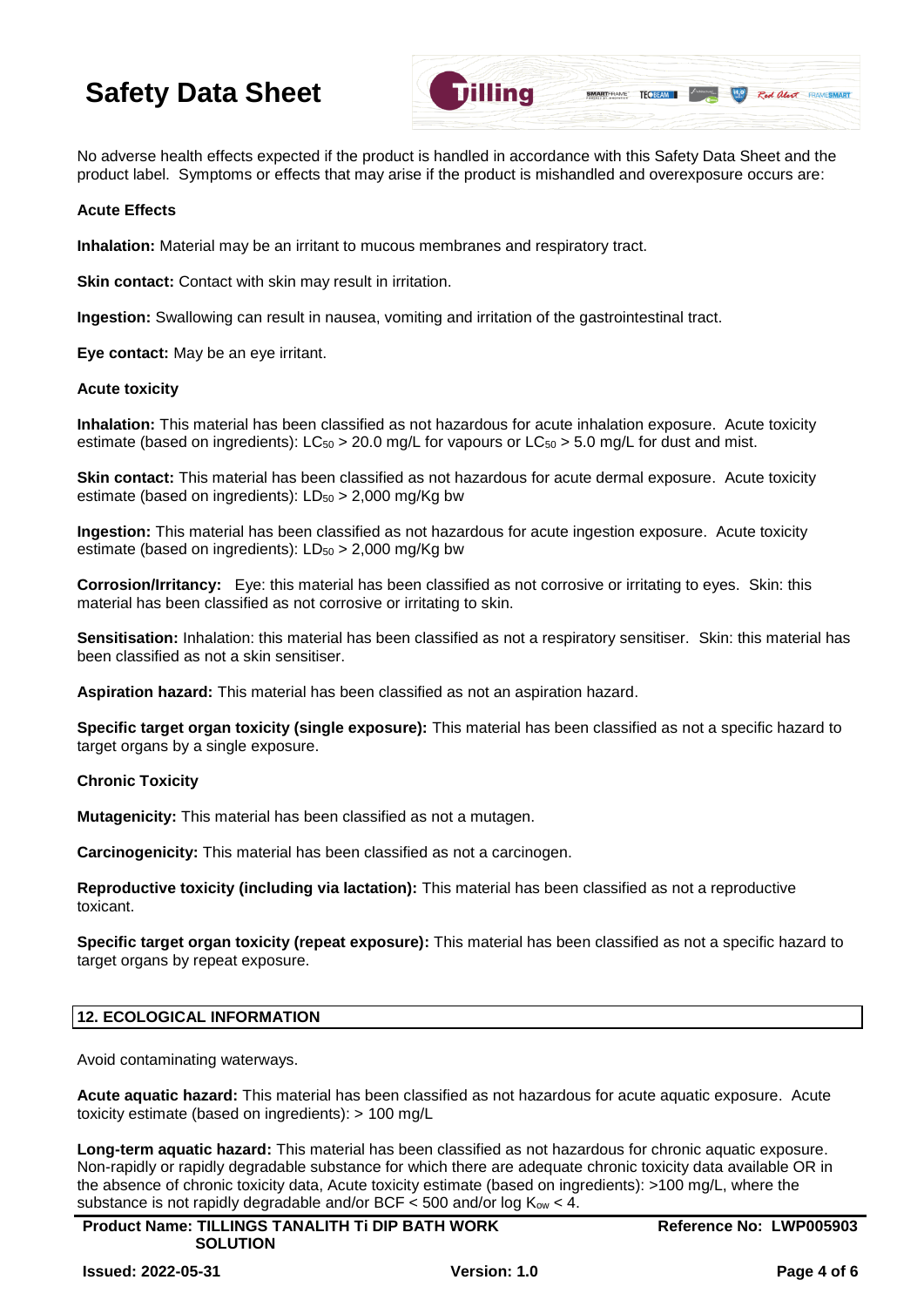No adverse health effects expected if the product is handled in accordance with this Safety Data Sheet and the product label. Symptoms or effects that may arise if the product is mishandled and overexposure occurs are:

**Acute Effects**

**Inhalation:** Material may be an irritant to mucous membranes and respiratory tract.

**Skin contact:** Contact with skin may result in irritation.

**Ingestion:** Swallowing can result in nausea, vomiting and irritation of the gastrointestinal tract.

**Eye contact:** May be an eye irritant.

**Acute toxicity**

**Inhalation:** This material has been classified as not hazardous for acute inhalation exposure. Acute toxicity estimate (based on ingredients): $LC_{50}$ > 20.0 mg/L for vapours or $LC_{50}$ > 5.0 mg/L for dust and mist.

**Skin contact:** This material has been classified as not hazardous for acute dermal exposure. Acute toxicity estimate (based on ingredients): $LD_{50}$ > 2,000 mg/Kg bw

**Ingestion:** This material has been classified as not hazardous for acute ingestion exposure. Acute toxicity estimate (based on ingredients): $LD_{50}$ > 2,000 mg/Kg bw

**Corrosion/Irritancy:** Eye: this material has been classified as not corrosive or irritating to eyes. Skin: this material has been classified as not corrosive or irritating to skin.

**Sensitisation:** Inhalation: this material has been classified as not a respiratory sensitiser. Skin: this material has been classified as not a skin sensitiser.

**Aspiration hazard:** This material has been classified as not an aspiration hazard.

**Specific target organ toxicity (single exposure):** This material has been classified as not a specific hazard to target organs by a single exposure.

**Chronic Toxicity**

**Mutagenicity:** This material has been classified as not a mutagen.

**Carcinogenicity:** This material has been classified as not a carcinogen.

**Reproductive toxicity (including via lactation):** This material has been classified as not a reproductive toxicant.

**Specific target organ toxicity (repeat exposure):** This material has been classified as not a specific hazard to target organs by repeat exposure.

## 12. ECOLOGICAL INFORMATION

Avoid contaminating waterways.

**Acute aquatic hazard:** This material has been classified as not hazardous for acute aquatic exposure. Acute toxicity estimate (based on ingredients): > 100 mg/L

**Long-term aquatic hazard:** This material has been classified as not hazardous for chronic aquatic exposure. Non-rapidly or rapidly degradable substance for which there are adequate chronic toxicity data available OR in the absence of chronic toxicity data, Acute toxicity estimate (based on ingredients): >100 mg/L, where the substance is not rapidly degradable and/or BCF < 500 and/or log $K_{ow}$ < 4.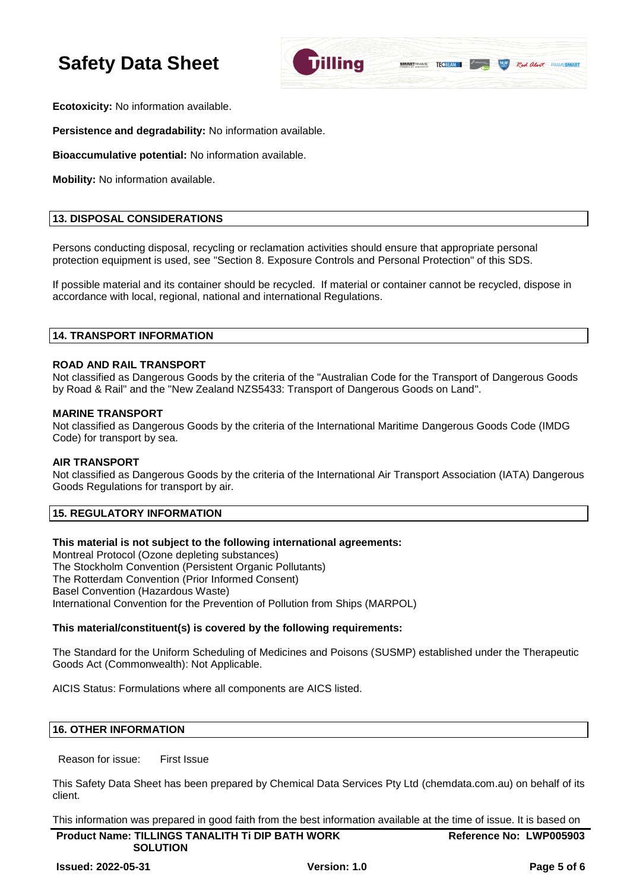**Ecotoxicity:** No information available.

**Persistence and degradability:** No information available.

**Bioaccumulative potential:** No information available.

**Mobility:** No information available.

## 13. DISPOSAL CONSIDERATIONS

Persons conducting disposal, recycling or reclamation activities should ensure that appropriate personal protection equipment is used, see "Section 8. Exposure Controls and Personal Protection" of this SDS.

If possible material and its container should be recycled. If material or container cannot be recycled, dispose in accordance with local, regional, national and international Regulations.

## 14. TRANSPORT INFORMATION

**ROAD AND RAIL TRANSPORT**
Not classified as Dangerous Goods by the criteria of the "Australian Code for the Transport of Dangerous Goods by Road & Rail" and the "New Zealand NZS5433: Transport of Dangerous Goods on Land".

**MARINE TRANSPORT**
Not classified as Dangerous Goods by the criteria of the International Maritime Dangerous Goods Code (IMDG Code) for transport by sea.

**AIR TRANSPORT**
Not classified as Dangerous Goods by the criteria of the International Air Transport Association (IATA) Dangerous Goods Regulations for transport by air.

## 15. REGULATORY INFORMATION

**This material is not subject to the following international agreements:**
Montreal Protocol (Ozone depleting substances)
The Stockholm Convention (Persistent Organic Pollutants)
The Rotterdam Convention (Prior Informed Consent)
Basel Convention (Hazardous Waste)
International Convention for the Prevention of Pollution from Ships (MARPOL)

**This material/constituent(s) is covered by the following requirements:**

The Standard for the Uniform Scheduling of Medicines and Poisons (SUSMP) established under the Therapeutic Goods Act (Commonwealth): Not Applicable.

AICIS Status: Formulations where all components are AICS listed.

## 16. OTHER INFORMATION

Reason for issue: First Issue

This Safety Data Sheet has been prepared by Chemical Data Services Pty Ltd (chemdata.com.au) on behalf of its client.

This information was prepared in good faith from the best information available at the time of issue. It is based on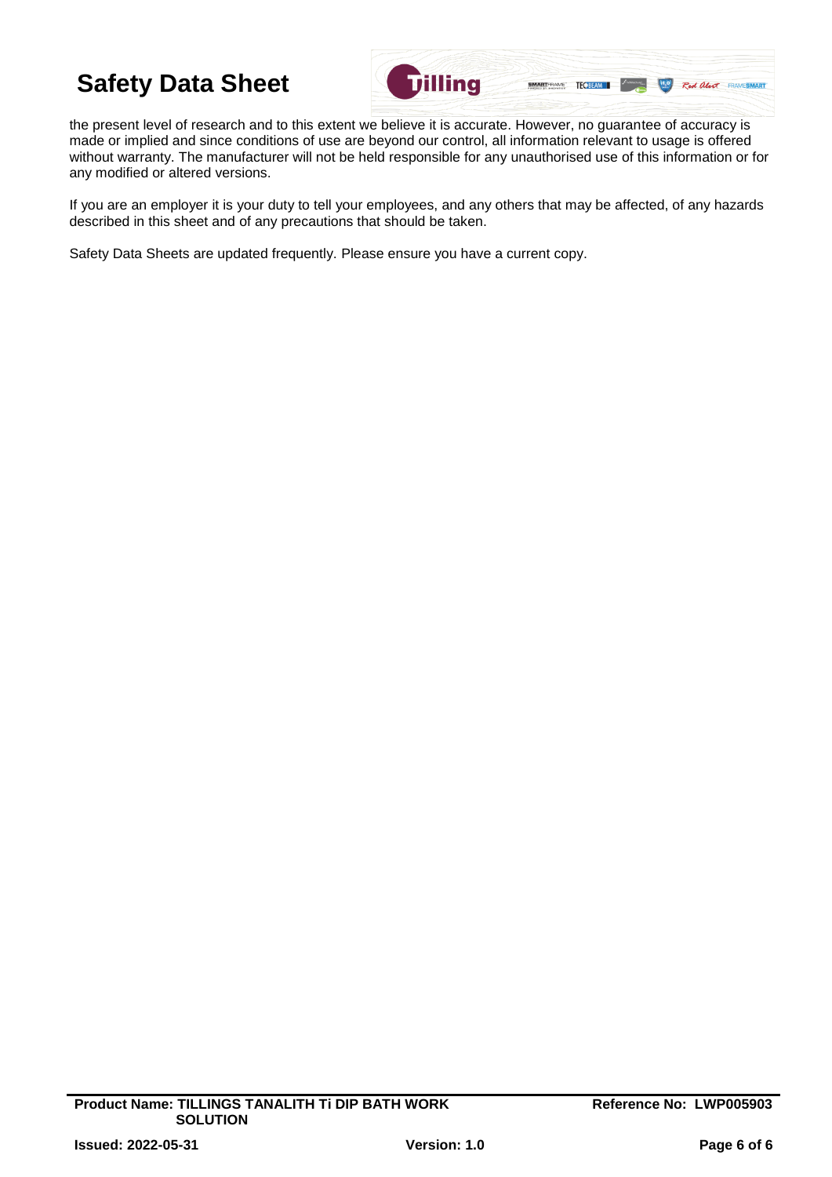the present level of research and to this extent we believe it is accurate. However, no guarantee of accuracy is made or implied and since conditions of use are beyond our control, all information relevant to usage is offered without warranty. The manufacturer will not be held responsible for any unauthorised use of this information or for any modified or altered versions.

If you are an employer it is your duty to tell your employees, and any others that may be affected, of any hazards described in this sheet and of any precautions that should be taken.

Safety Data Sheets are updated frequently. Please ensure you have a current copy.